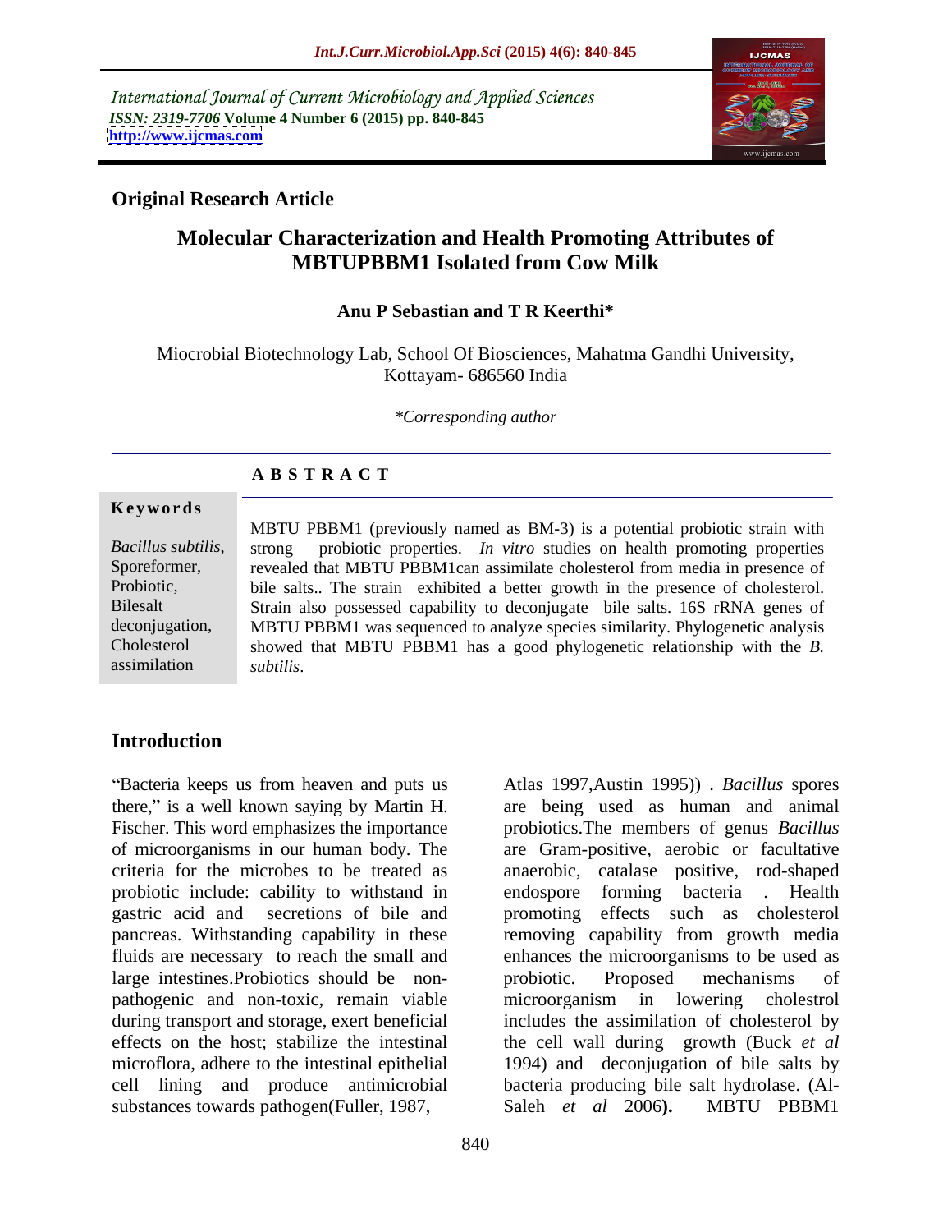International Journal of Current Microbiology and Applied Sciences
*ISSN: 2319-7706* **Volume 4 Number 6 (2015) pp. 840-845**
**http://www.ijcmas.com**

**Original Research Article**

# Molecular Characterization and Health Promoting Attributes of MBTUPBBM1 Isolated from Cow Milk

**Anu P Sebastian and T R Keerthi***

Miocrobial Biotechnology Lab, School Of Biosciences, Mahatma Gandhi University, Kottayam- 686560 India

*\*Corresponding author*

## A B S T R A C T

**Keywords**

*Bacillus subtilis*, Sporeformer, Probiotic, Bilesalt deconjugation, Cholesterol assimilation

MBTU PBBM1 (previously named as BM-3) is a potential probiotic strain with strong probiotic properties. *In vitro* studies on health promoting properties revealed that MBTU PBBM1can assimilate cholesterol from media in presence of bile salts.. The strain exhibited a better growth in the presence of cholesterol. Strain also possessed capability to deconjugate bile salts. 16S rRNA genes of MBTU PBBM1 was sequenced to analyze species similarity. Phylogenetic analysis showed that MBTU PBBM1 has a good phylogenetic relationship with the *B. subtilis*.

## Introduction

"Bacteria keeps us from heaven and puts us there," is a well known saying by Martin H. Fischer. This word emphasizes the importance of microorganisms in our human body. The criteria for the microbes to be treated as probiotic include: cability to withstand in gastric acid and secretions of bile and pancreas. Withstanding capability in these fluids are necessary to reach the small and large intestines.Probiotics should be non-pathogenic and non-toxic, remain viable during transport and storage, exert beneficial effects on the host; stabilize the intestinal microflora, adhere to the intestinal epithelial cell lining and produce antimicrobial substances towards pathogen(Fuller, 1987, Atlas 1997,Austin 1995)) . *Bacillus* spores are being used as human and animal probiotics.The members of genus *Bacillus* are Gram-positive, aerobic or facultative anaerobic, catalase positive, rod-shaped endospore forming bacteria . Health promoting effects such as cholesterol removing capability from growth media enhances the microorganisms to be used as probiotic. Proposed mechanisms of microorganism in lowering cholestrol includes the assimilation of cholesterol by the cell wall during growth (Buck *et al* 1994) and deconjugation of bile salts by bacteria producing bile salt hydrolase. (Al-Saleh *et al* 2006**).** MBTU PBBM1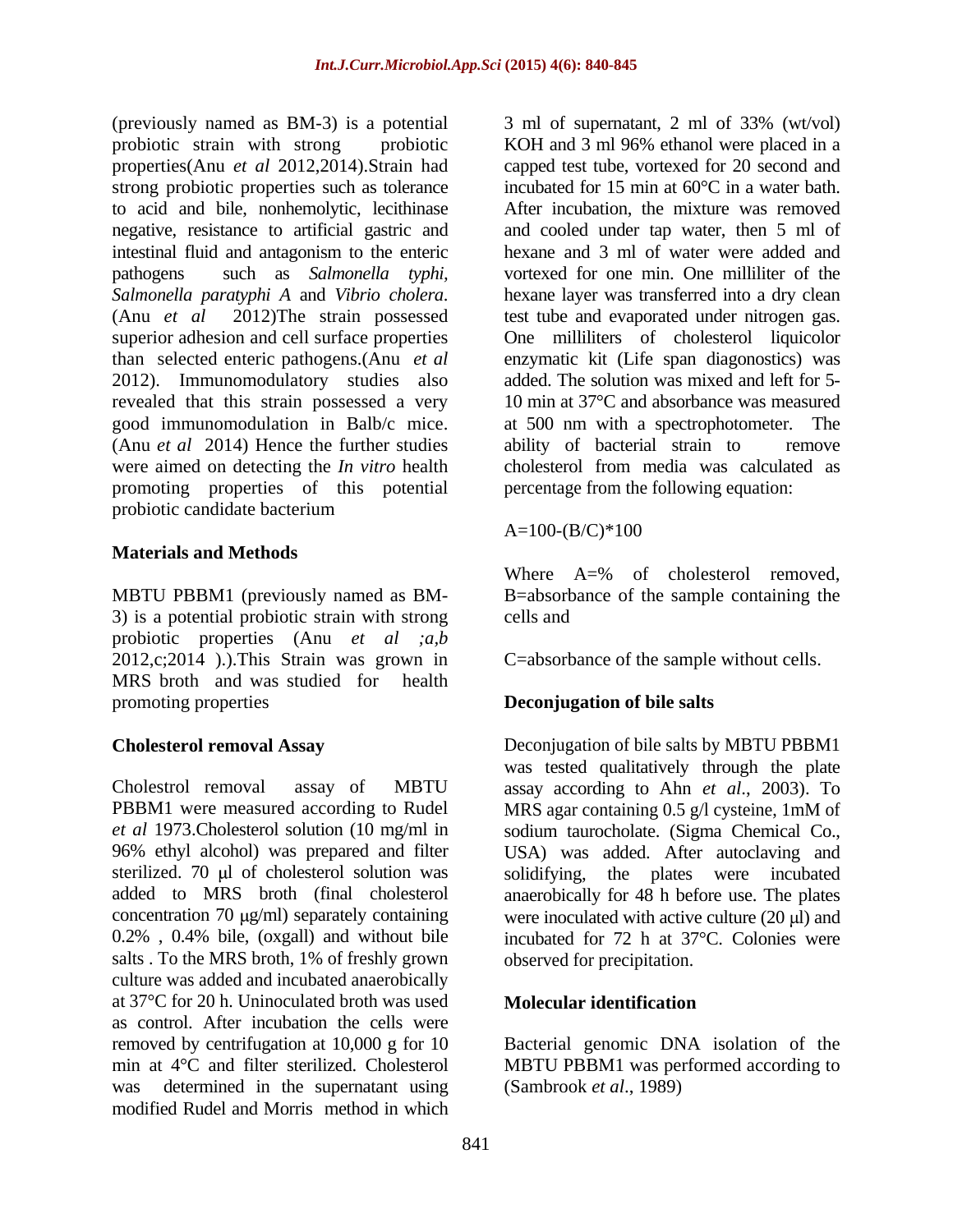(previously named as BM-3) is a potential probiotic strain with strong probiotic properties(Anu *et al* 2012,2014).Strain had strong probiotic properties such as tolerance to acid and bile, nonhemolytic, lecithinase negative, resistance to artificial gastric and intestinal fluid and antagonism to the enteric pathogens such as *Salmonella typhi, Salmonella paratyphi A* and *Vibrio cholera*. (Anu *et al* 2012)The strain possessed superior adhesion and cell surface properties than selected enteric pathogens.(Anu *et al* 2012). Immunomodulatory studies also revealed that this strain possessed a very good immunomodulation in Balb/c mice. (Anu *et al* 2014) Hence the further studies were aimed on detecting the *In vitro* health promoting properties of this potential probiotic candidate bacterium

## Materials and Methods

MBTU PBBM1 (previously named as BM-3) is a potential probiotic strain with strong probiotic properties (Anu *et al ;a,b* 2012,c;2014 ).).This Strain was grown in MRS broth and was studied for health promoting properties

### Cholesterol removal Assay

Cholestrol removal assay of MBTU PBBM1 were measured according to Rudel *et al* 1973.Cholesterol solution (10 mg/ml in 96% ethyl alcohol) was prepared and filter sterilized. 70 μl of cholesterol solution was added to MRS broth (final cholesterol concentration 70 μg/ml) separately containing 0.2% , 0.4% bile, (oxgall) and without bile salts . To the MRS broth, 1% of freshly grown culture was added and incubated anaerobically at 37°C for 20 h. Uninoculated broth was used as control. After incubation the cells were removed by centrifugation at 10,000 g for 10 min at 4°C and filter sterilized. Cholesterol was determined in the supernatant using modified Rudel and Morris method in which 3 ml of supernatant, 2 ml of 33% (wt/vol) KOH and 3 ml 96% ethanol were placed in a capped test tube, vortexed for 20 second and incubated for 15 min at 60°C in a water bath. After incubation, the mixture was removed and cooled under tap water, then 5 ml of hexane and 3 ml of water were added and vortexed for one min. One milliliter of the hexane layer was transferred into a dry clean test tube and evaporated under nitrogen gas. One milliliters of cholesterol liquicolor enzymatic kit (Life span diagonostics) was added. The solution was mixed and left for 5-10 min at 37°C and absorbance was measured at 500 nm with a spectrophotometer. The ability of bacterial strain to remove cholesterol from media was calculated as percentage from the following equation:

$$A=100-(B/C)*100$$

Where A=% of cholesterol removed, B=absorbance of the sample containing the cells and

C=absorbance of the sample without cells.

### Deconjugation of bile salts

Deconjugation of bile salts by MBTU PBBM1 was tested qualitatively through the plate assay according to Ahn *et al*., 2003). To MRS agar containing 0.5 g/l cysteine, 1mM of sodium taurocholate. (Sigma Chemical Co., USA) was added. After autoclaving and solidifying, the plates were incubated anaerobically for 48 h before use. The plates were inoculated with active culture (20 μl) and incubated for 72 h at 37°C. Colonies were observed for precipitation.

### Molecular identification

Bacterial genomic DNA isolation of the MBTU PBBM1 was performed according to (Sambrook *et al*., 1989)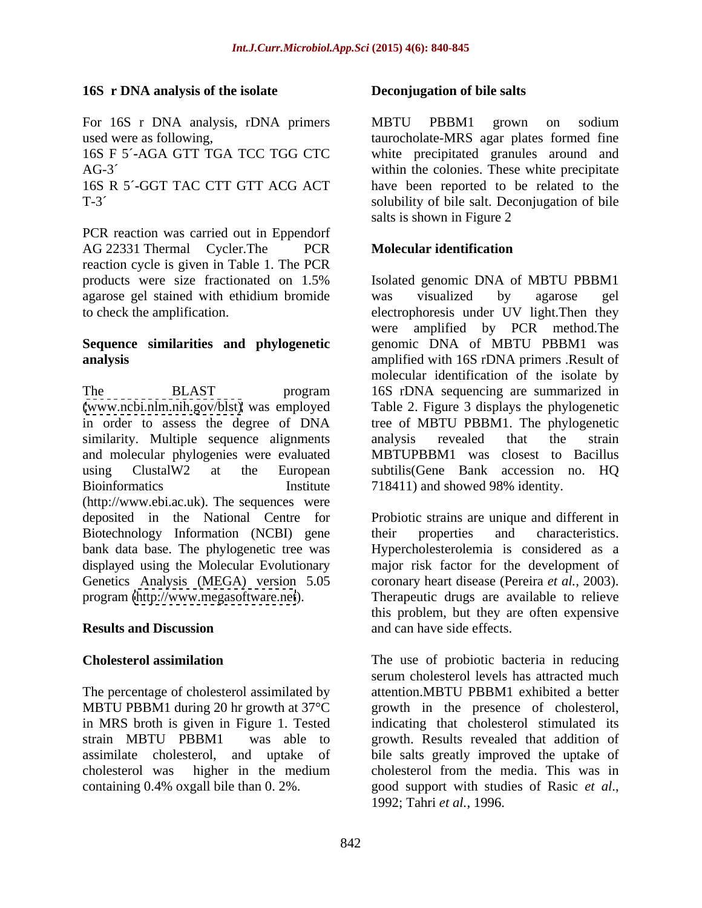### 16S r DNA analysis of the isolate

For 16S r DNA analysis, rDNA primers used were as following,

16S F 5´-AGA GTT TGA TCC TGG CTC AG-3´

16S R 5´-GGT TAC CTT GTT ACG ACT T-3´

PCR reaction was carried out in Eppendorf AG 22331 Thermal Cycler.The PCR reaction cycle is given in Table 1. The PCR products were size fractionated on 1.5% agarose gel stained with ethidium bromide to check the amplification.

### Sequence similarities and phylogenetic analysis

The BLAST program (www.ncbi.nlm.nih.gov/blst) was employed in order to assess the degree of DNA similarity. Multiple sequence alignments and molecular phylogenies were evaluated using ClustalW2 at the European Bioinformatics Institute (http://www.ebi.ac.uk). The sequences were deposited in the National Centre for Biotechnology Information (NCBI) gene bank data base. The phylogenetic tree was displayed using the Molecular Evolutionary Genetics Analysis (MEGA) version 5.05 program (http://www.megasoftware.net).

## Results and Discussion

### Cholesterol assimilation

The percentage of cholesterol assimilated by MBTU PBBM1 during 20 hr growth at 37°C in MRS broth is given in Figure 1. Tested strain MBTU PBBM1 was able to assimilate cholesterol, and uptake of cholesterol was higher in the medium containing 0.4% oxgall bile than 0. 2%.

### Deconjugation of bile salts

MBTU PBBM1 grown on sodium taurocholate-MRS agar plates formed fine white precipitated granules around and within the colonies. These white precipitate have been reported to be related to the solubility of bile salt. Deconjugation of bile salts is shown in Figure 2

### Molecular identification

Isolated genomic DNA of MBTU PBBM1 was visualized by agarose gel electrophoresis under UV light.Then they were amplified by PCR method.The genomic DNA of MBTU PBBM1 was amplified with 16S rDNA primers .Result of molecular identification of the isolate by 16S rDNA sequencing are summarized in Table 2. Figure 3 displays the phylogenetic tree of MBTU PBBM1. The phylogenetic analysis revealed that the strain MBTUPBBM1 was closest to Bacillus subtilis(Gene Bank accession no. HQ 718411) and showed 98% identity.

Probiotic strains are unique and different in their properties and characteristics. Hypercholesterolemia is considered as a major risk factor for the development of coronary heart disease (Pereira *et al.,* 2003). Therapeutic drugs are available to relieve this problem, but they are often expensive and can have side effects.

The use of probiotic bacteria in reducing serum cholesterol levels has attracted much attention.MBTU PBBM1 exhibited a better growth in the presence of cholesterol, indicating that cholesterol stimulated its growth. Results revealed that addition of bile salts greatly improved the uptake of cholesterol from the media. This was in good support with studies of Rasic *et al*., 1992; Tahri *et al.*, 1996.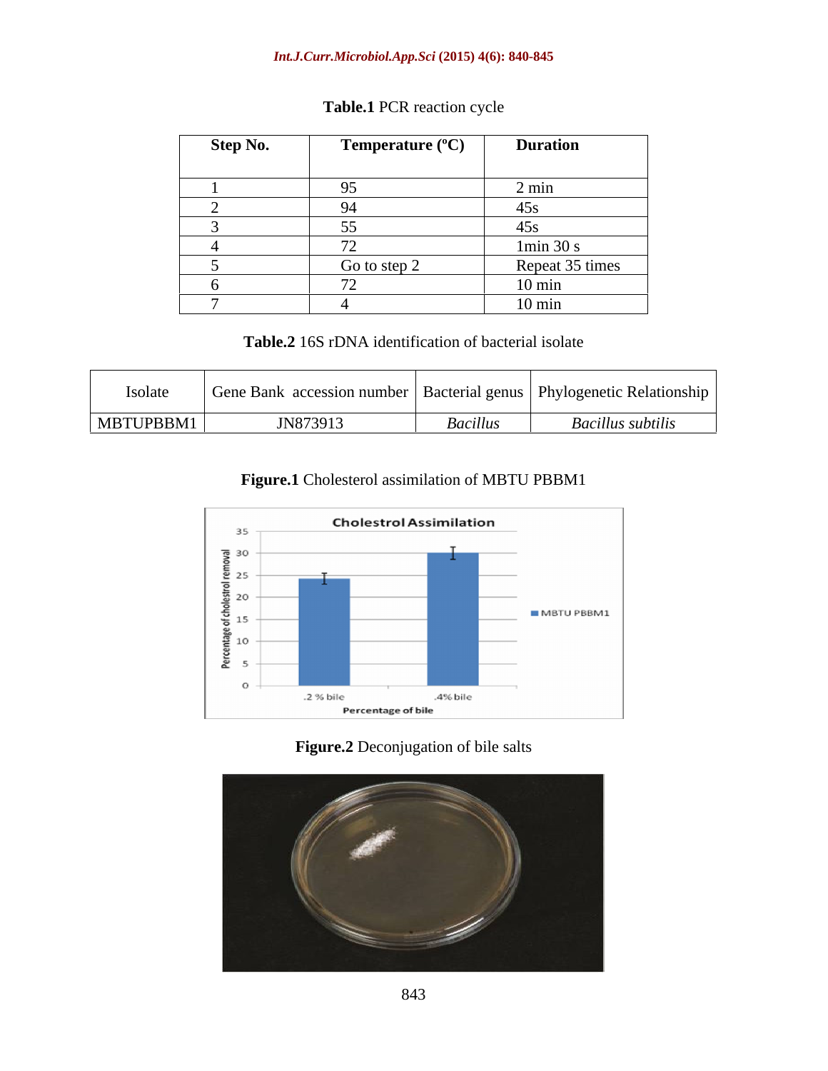**Table.1** PCR reaction cycle

| Step No. | Temperature (ºC) | Duration |
|---|---|---|
| 1 | 95 | 2 min |
| 2 | 94 | 45s |
| 3 | 55 | 45s |
| 4 | 72 | 1min 30 s |
| 5 | Go to step 2 | Repeat 35 times |
| 6 | 72 | 10 min |
| 7 | 4 | 10 min |

**Table.2** 16S rDNA identification of bacterial isolate

| Isolate | Gene Bank accession number | Bacterial genus | Phylogenetic Relationship |
|---|---|---|---|
| MBTUPBBM1 | JN873913 | *Bacillus* | *Bacillus subtilis* |

**Figure.1** Cholesterol assimilation of MBTU PBBM1

**Figure.2** Deconjugation of bile salts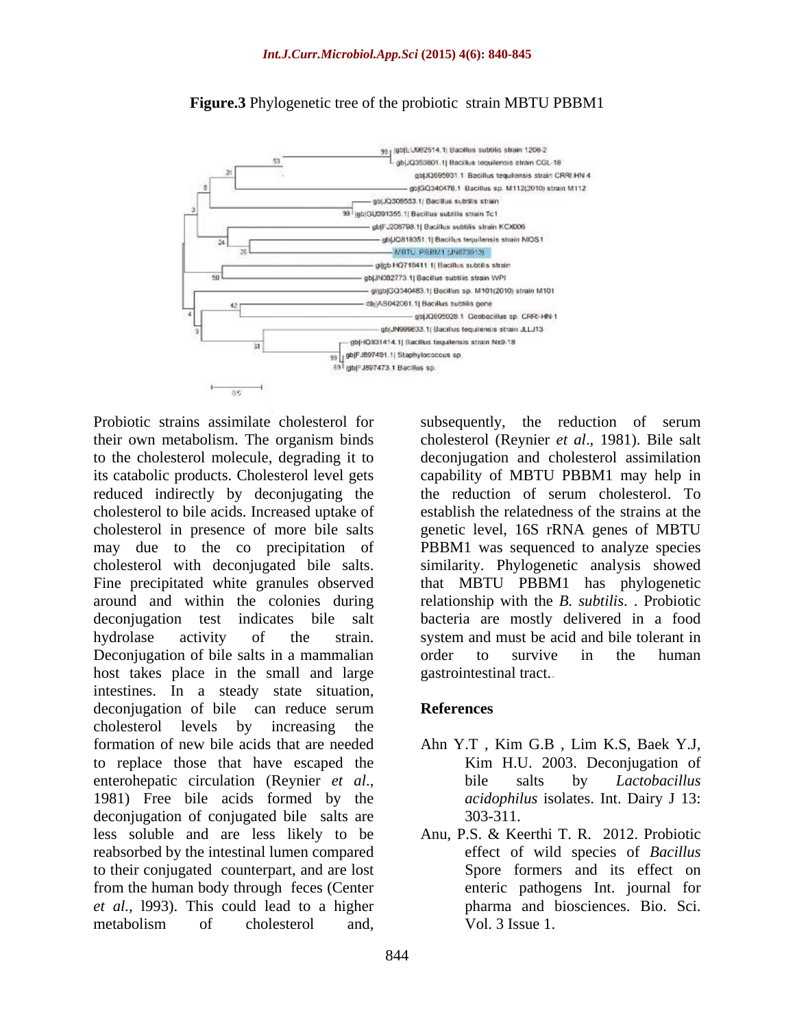**Figure.3** Phylogenetic tree of the probiotic strain MBTU PBBM1

Probiotic strains assimilate cholesterol for their own metabolism. The organism binds to the cholesterol molecule, degrading it to its catabolic products. Cholesterol level gets reduced indirectly by deconjugating the cholesterol to bile acids. Increased uptake of cholesterol in presence of more bile salts may due to the co precipitation of cholesterol with deconjugated bile salts. Fine precipitated white granules observed around and within the colonies during deconjugation test indicates bile salt hydrolase activity of the strain. Deconjugation of bile salts in a mammalian host takes place in the small and large intestines. In a steady state situation, deconjugation of bile can reduce serum cholesterol levels by increasing the formation of new bile acids that are needed to replace those that have escaped the enterohepatic circulation (Reynier *et al*., 1981) Free bile acids formed by the deconjugation of conjugated bile salts are less soluble and are less likely to be reabsorbed by the intestinal lumen compared to their conjugated counterpart, and are lost from the human body through feces (Center *et al.,* l993). This could lead to a higher metabolism of cholesterol and, subsequently, the reduction of serum cholesterol (Reynier *et al*., 1981). Bile salt deconjugation and cholesterol assimilation capability of MBTU PBBM1 may help in the reduction of serum cholesterol. To establish the relatedness of the strains at the genetic level, 16S rRNA genes of MBTU PBBM1 was sequenced to analyze species similarity. Phylogenetic analysis showed that MBTU PBBM1 has phylogenetic relationship with the *B. subtilis*. . Probiotic bacteria are mostly delivered in a food system and must be acid and bile tolerant in order to survive in the human gastrointestinal tract..

## References

Ahn Y.T , Kim G.B , Lim K.S, Baek Y.J, Kim H.U. 2003. Deconjugation of bile salts by *Lactobacillus acidophilus* isolates. Int. Dairy J 13: 303-311.

Anu, P.S. & Keerthi T. R. 2012. Probiotic effect of wild species of *Bacillus* Spore formers and its effect on enteric pathogens Int. journal for pharma and biosciences. Bio. Sci. Vol. 3 Issue 1.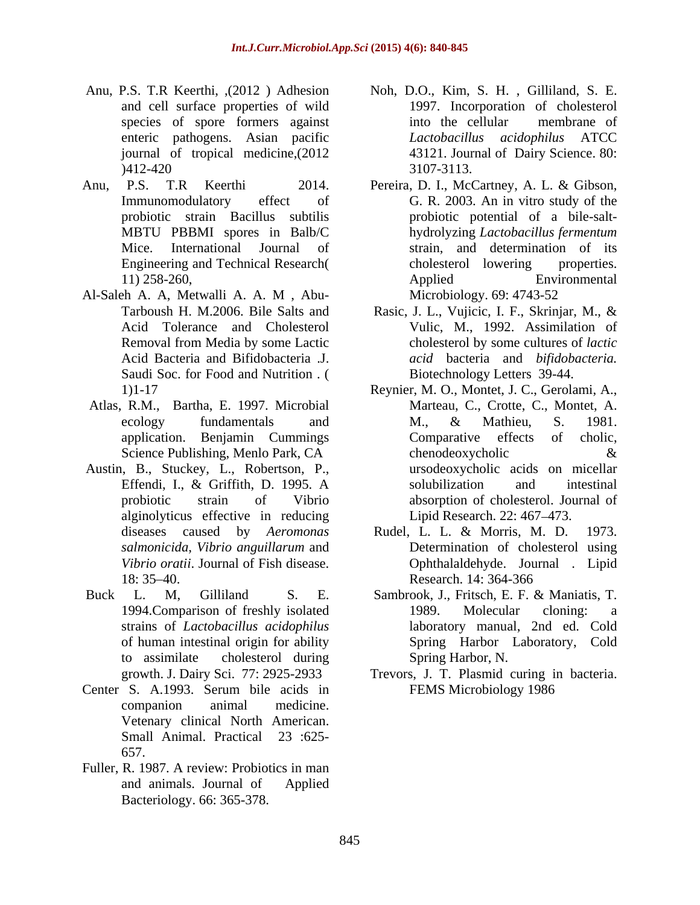Anu, P.S. T.R Keerthi, ,(2012 ) Adhesion and cell surface properties of wild species of spore formers against enteric pathogens. Asian pacific journal of tropical medicine,(2012 )412-420

Anu, P.S. T.R Keerthi 2014. Immunomodulatory effect of probiotic strain Bacillus subtilis MBTU PBBMI spores in Balb/C Mice. International Journal of Engineering and Technical Research( 11) 258-260,

Al-Saleh A. A, Metwalli A. A. M , Abu-Tarboush H. M.2006. Bile Salts and Acid Tolerance and Cholesterol Removal from Media by some Lactic Acid Bacteria and Bifidobacteria .J. Saudi Soc. for Food and Nutrition . ( 1)1-17

Atlas, R.M., Bartha, E. 1997. Microbial ecology fundamentals and application. Benjamin Cummings Science Publishing, Menlo Park, CA

Austin, B., Stuckey, L., Robertson, P., Effendi, I., & Griffith, D. 1995. A probiotic strain of Vibrio alginolyticus effective in reducing diseases caused by *Aeromonas salmonicida, Vibrio anguillarum* and *Vibrio oratii*. Journal of Fish disease. 18: 35–40.

Buck L. M, Gilliland S. E. 1994.Comparison of freshly isolated strains of *Lactobacillus acidophilus* of human intestinal origin for ability to assimilate cholesterol during growth. J. Dairy Sci. 77: 2925-2933

Center S. A.1993. Serum bile acids in companion animal medicine. Vetenary clinical North American. Small Animal. Practical 23 :625-657.

Fuller, R. 1987. A review: Probiotics in man and animals. Journal of Applied Bacteriology. 66: 365-378.

Noh, D.O., Kim, S. H. , Gilliland, S. E. 1997. Incorporation of cholesterol into the cellular membrane of *Lactobacillus acidophilus* ATCC 43121. Journal of Dairy Science. 80: 3107-3113.

Pereira, D. I., McCartney, A. L. & Gibson, G. R. 2003. An in vitro study of the probiotic potential of a bile-salt-hydrolyzing *Lactobacillus fermentum* strain, and determination of its cholesterol lowering properties. Applied Environmental Microbiology. 69: 4743-52

Rasic, J. L., Vujicic, I. F., Skrinjar, M., & Vulic, M., 1992. Assimilation of cholesterol by some cultures of *lactic acid* bacteria and *bifidobacteria.* Biotechnology Letters 39-44.

Reynier, M. O., Montet, J. C., Gerolami, A., Marteau, C., Crotte, C., Montet, A. M., & Mathieu, S. 1981. Comparative effects of cholic, chenodeoxycholic & ursodeoxycholic acids on micellar solubilization and intestinal absorption of cholesterol. Journal of Lipid Research. 22: 467–473.

Rudel, L. L. & Morris, M. D. 1973. Determination of cholesterol using Ophthalaldehyde. Journal . Lipid Research. 14: 364-366

Sambrook, J., Fritsch, E. F. & Maniatis, T. 1989. Molecular cloning: a laboratory manual, 2nd ed. Cold Spring Harbor Laboratory, Cold Spring Harbor, N.

Trevors, J. T. Plasmid curing in bacteria. FEMS Microbiology 1986